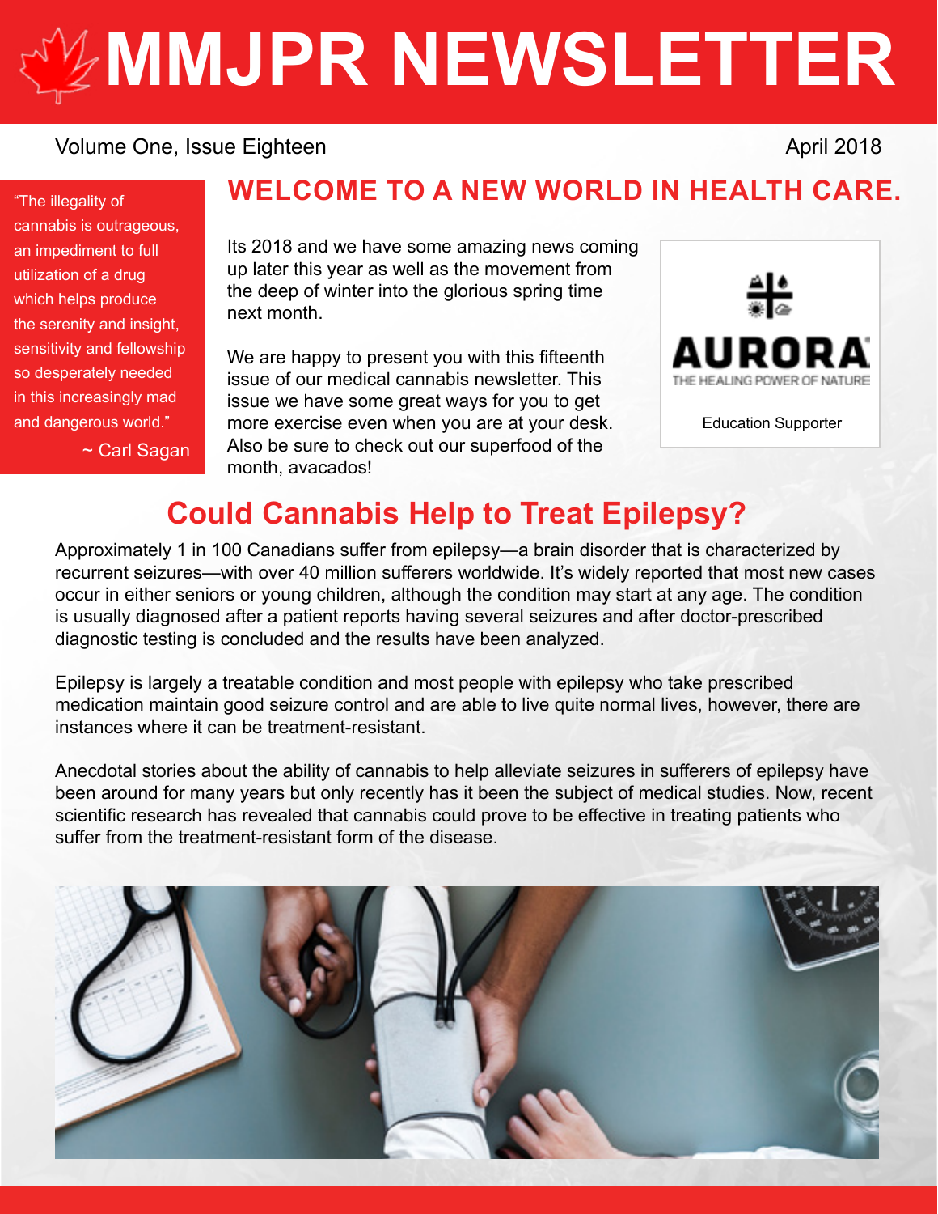# MMJPR NEWSLETTER

Volume One, Issue Eighteen

April 2018

"The illegality of cannabis is outrageous, an impediment to full utilization of a drug which helps produce the serenity and insight, sensitivity and fellowship so desperately needed in this increasingly mad and dangerous world."

~ Carl Sagan

## WELCOME TO A NEW WORLD IN HEALTH CARE.

Its 2018 and we have some amazing news coming up later this year as well as the movement from the deep of winter into the glorious spring time next month.

We are happy to present you with this fifteenth issue of our medical cannabis newsletter. This issue we have some great ways for you to get more exercise even when you are at your desk. Also be sure to check out our superfood of the month, avacados!

AURORA
THE HEALING POWER OF NATURE

Education Supporter

## Could Cannabis Help to Treat Epilepsy?

Approximately 1 in 100 Canadians suffer from epilepsy—a brain disorder that is characterized by recurrent seizures—with over 40 million sufferers worldwide. It's widely reported that most new cases occur in either seniors or young children, although the condition may start at any age. The condition is usually diagnosed after a patient reports having several seizures and after doctor-prescribed diagnostic testing is concluded and the results have been analyzed.

Epilepsy is largely a treatable condition and most people with epilepsy who take prescribed medication maintain good seizure control and are able to live quite normal lives, however, there are instances where it can be treatment-resistant.

Anecdotal stories about the ability of cannabis to help alleviate seizures in sufferers of epilepsy have been around for many years but only recently has it been the subject of medical studies. Now, recent scientific research has revealed that cannabis could prove to be effective in treating patients who suffer from the treatment-resistant form of the disease.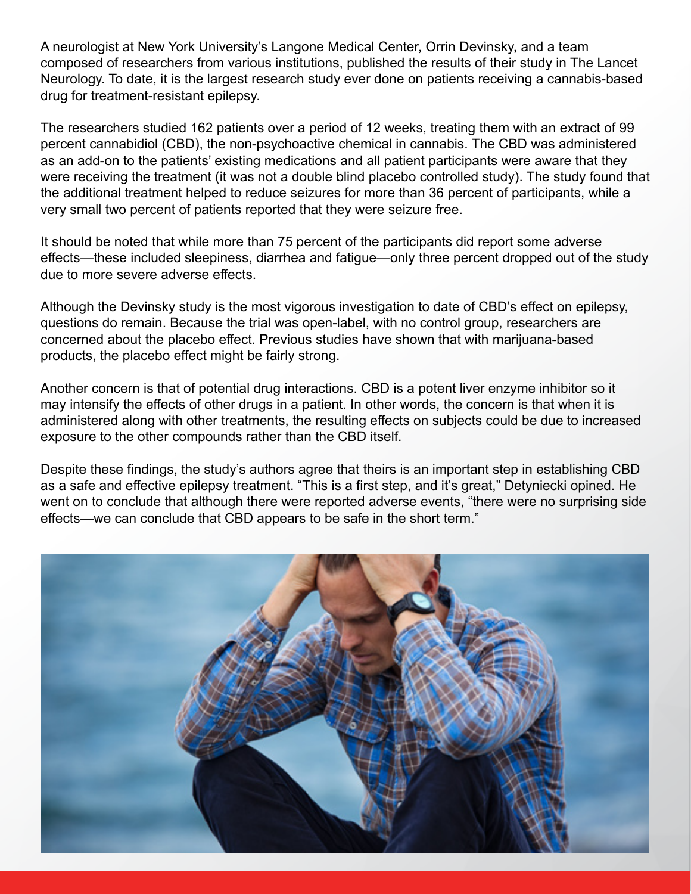A neurologist at New York University's Langone Medical Center, Orrin Devinsky, and a team composed of researchers from various institutions, published the results of their study in The Lancet Neurology. To date, it is the largest research study ever done on patients receiving a cannabis-based drug for treatment-resistant epilepsy.

The researchers studied 162 patients over a period of 12 weeks, treating them with an extract of 99 percent cannabidiol (CBD), the non-psychoactive chemical in cannabis. The CBD was administered as an add-on to the patients' existing medications and all patient participants were aware that they were receiving the treatment (it was not a double blind placebo controlled study). The study found that the additional treatment helped to reduce seizures for more than 36 percent of participants, while a very small two percent of patients reported that they were seizure free.

It should be noted that while more than 75 percent of the participants did report some adverse effects—these included sleepiness, diarrhea and fatigue—only three percent dropped out of the study due to more severe adverse effects.

Although the Devinsky study is the most vigorous investigation to date of CBD's effect on epilepsy, questions do remain. Because the trial was open-label, with no control group, researchers are concerned about the placebo effect. Previous studies have shown that with marijuana-based products, the placebo effect might be fairly strong.

Another concern is that of potential drug interactions. CBD is a potent liver enzyme inhibitor so it may intensify the effects of other drugs in a patient. In other words, the concern is that when it is administered along with other treatments, the resulting effects on subjects could be due to increased exposure to the other compounds rather than the CBD itself.

Despite these findings, the study's authors agree that theirs is an important step in establishing CBD as a safe and effective epilepsy treatment. "This is a first step, and it's great," Detyniecki opined. He went on to conclude that although there were reported adverse events, "there were no surprising side effects—we can conclude that CBD appears to be safe in the short term."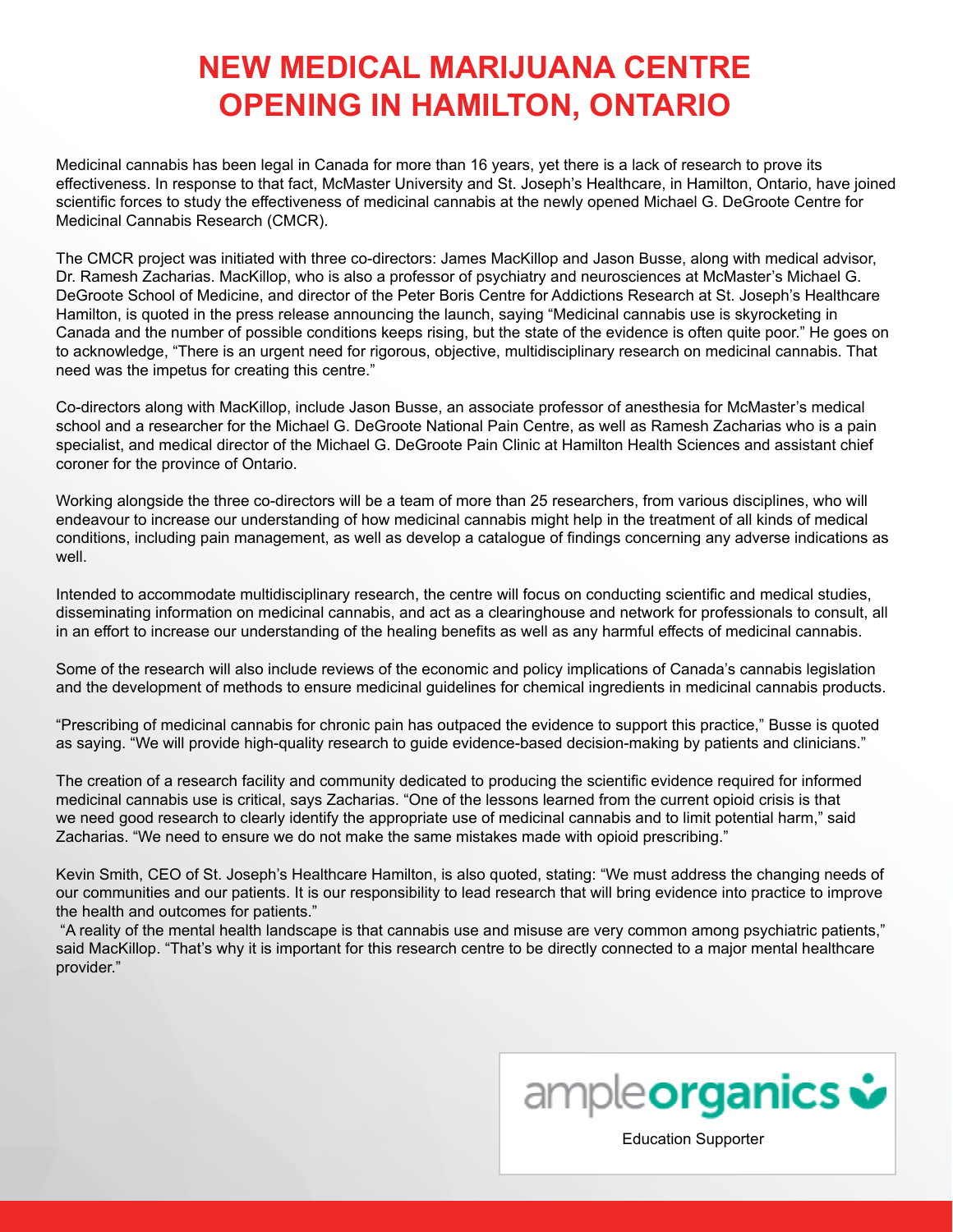# NEW MEDICAL MARIJUANA CENTRE OPENING IN HAMILTON, ONTARIO

Medicinal cannabis has been legal in Canada for more than 16 years, yet there is a lack of research to prove its effectiveness. In response to that fact, McMaster University and St. Joseph's Healthcare, in Hamilton, Ontario, have joined scientific forces to study the effectiveness of medicinal cannabis at the newly opened Michael G. DeGroote Centre for Medicinal Cannabis Research (CMCR).

The CMCR project was initiated with three co-directors: James MacKillop and Jason Busse, along with medical advisor, Dr. Ramesh Zacharias. MacKillop, who is also a professor of psychiatry and neurosciences at McMaster's Michael G. DeGroote School of Medicine, and director of the Peter Boris Centre for Addictions Research at St. Joseph's Healthcare Hamilton, is quoted in the press release announcing the launch, saying "Medicinal cannabis use is skyrocketing in Canada and the number of possible conditions keeps rising, but the state of the evidence is often quite poor." He goes on to acknowledge, "There is an urgent need for rigorous, objective, multidisciplinary research on medicinal cannabis. That need was the impetus for creating this centre."

Co-directors along with MacKillop, include Jason Busse, an associate professor of anesthesia for McMaster's medical school and a researcher for the Michael G. DeGroote National Pain Centre, as well as Ramesh Zacharias who is a pain specialist, and medical director of the Michael G. DeGroote Pain Clinic at Hamilton Health Sciences and assistant chief coroner for the province of Ontario.

Working alongside the three co-directors will be a team of more than 25 researchers, from various disciplines, who will endeavour to increase our understanding of how medicinal cannabis might help in the treatment of all kinds of medical conditions, including pain management, as well as develop a catalogue of findings concerning any adverse indications as well.

Intended to accommodate multidisciplinary research, the centre will focus on conducting scientific and medical studies, disseminating information on medicinal cannabis, and act as a clearinghouse and network for professionals to consult, all in an effort to increase our understanding of the healing benefits as well as any harmful effects of medicinal cannabis.

Some of the research will also include reviews of the economic and policy implications of Canada's cannabis legislation and the development of methods to ensure medicinal guidelines for chemical ingredients in medicinal cannabis products.

"Prescribing of medicinal cannabis for chronic pain has outpaced the evidence to support this practice," Busse is quoted as saying. "We will provide high-quality research to guide evidence-based decision-making by patients and clinicians."

The creation of a research facility and community dedicated to producing the scientific evidence required for informed medicinal cannabis use is critical, says Zacharias. "One of the lessons learned from the current opioid crisis is that we need good research to clearly identify the appropriate use of medicinal cannabis and to limit potential harm," said Zacharias. "We need to ensure we do not make the same mistakes made with opioid prescribing."

Kevin Smith, CEO of St. Joseph's Healthcare Hamilton, is also quoted, stating: "We must address the changing needs of our communities and our patients. It is our responsibility to lead research that will bring evidence into practice to improve the health and outcomes for patients."

"A reality of the mental health landscape is that cannabis use and misuse are very common among psychiatric patients," said MacKillop. "That's why it is important for this research centre to be directly connected to a major mental healthcare provider."

ampleorganics

Education Supporter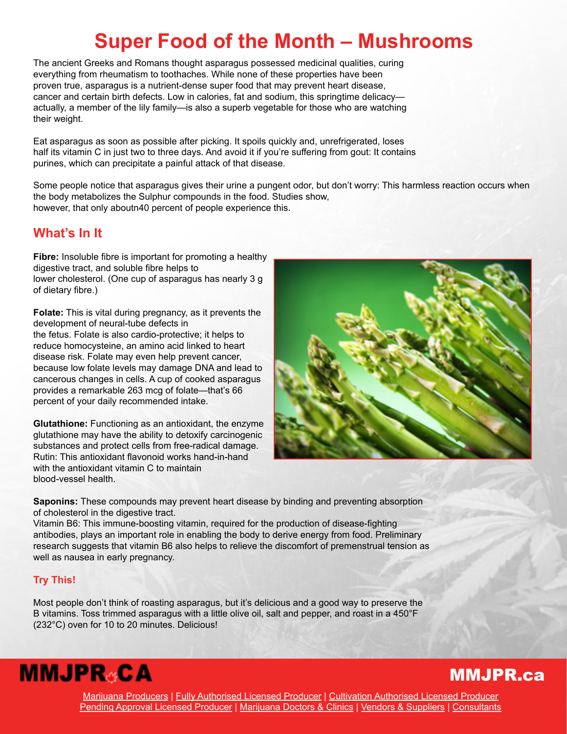# Super Food of the Month – Mushrooms

The ancient Greeks and Romans thought asparagus possessed medicinal qualities, curing everything from rheumatism to toothaches. While none of these properties have been proven true, asparagus is a nutrient-dense super food that may prevent heart disease, cancer and certain birth defects. Low in calories, fat and sodium, this springtime delicacy—actually, a member of the lily family—is also a superb vegetable for those who are watching their weight.

Eat asparagus as soon as possible after picking. It spoils quickly and, unrefrigerated, loses half its vitamin C in just two to three days. And avoid it if you're suffering from gout: It contains purines, which can precipitate a painful attack of that disease.

Some people notice that asparagus gives their urine a pungent odor, but don't worry: This harmless reaction occurs when the body metabolizes the Sulphur compounds in the food. Studies show, however, that only aboutn40 percent of people experience this.

## What's In It

**Fibre:** Insoluble fibre is important for promoting a healthy digestive tract, and soluble fibre helps to lower cholesterol. (One cup of asparagus has nearly 3 g of dietary fibre.)

**Folate:** This is vital during pregnancy, as it prevents the development of neural-tube defects in the fetus. Folate is also cardio-protective; it helps to reduce homocysteine, an amino acid linked to heart disease risk. Folate may even help prevent cancer, because low folate levels may damage DNA and lead to cancerous changes in cells. A cup of cooked asparagus provides a remarkable 263 mcg of folate—that's 66 percent of your daily recommended intake.

**Glutathione:** Functioning as an antioxidant, the enzyme glutathione may have the ability to detoxify carcinogenic substances and protect cells from free-radical damage. Rutin: This antioxidant flavonoid works hand-in-hand with the antioxidant vitamin C to maintain blood-vessel health.

**Saponins:** These compounds may prevent heart disease by binding and preventing absorption of cholesterol in the digestive tract.
Vitamin B6: This immune-boosting vitamin, required for the production of disease-fighting antibodies, plays an important role in enabling the body to derive energy from food. Preliminary research suggests that vitamin B6 also helps to relieve the discomfort of premenstrual tension as well as nausea in early pregnancy.

### Try This!

Most people don't think of roasting asparagus, but it's delicious and a good way to preserve the B vitamins. Toss trimmed asparagus with a little olive oil, salt and pepper, and roast in a 450°F (232°C) oven for 10 to 20 minutes. Delicious!

MMJPR.CA

MMJPR.ca

Marijuana Producers | Fully Authorised Licensed Producer | Cultivation Authorised Licensed Producer
Pending Approval Licensed Producer | Marijuana Doctors & Clinics | Vendors & Suppliers | Consultants